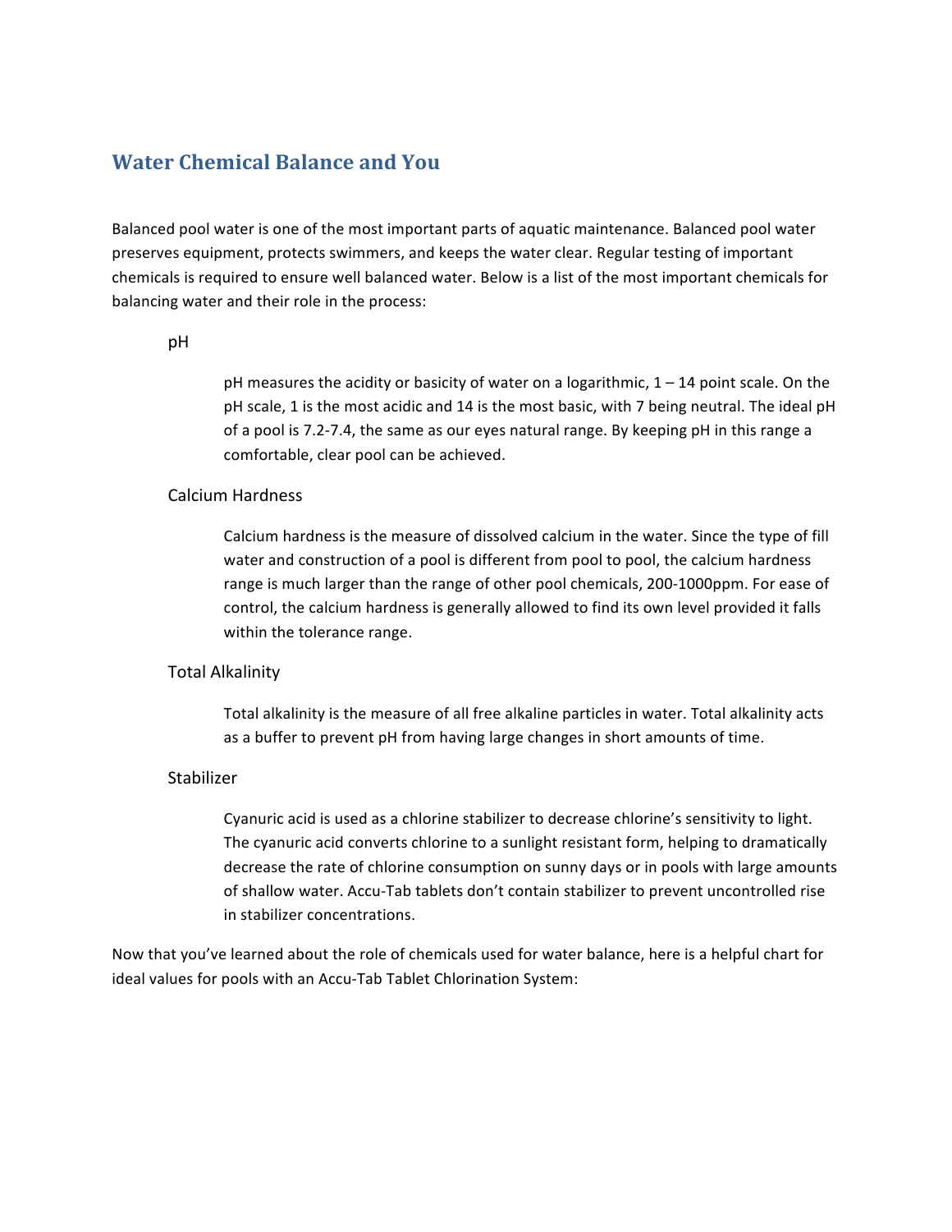# Water Chemical Balance and You

Balanced pool water is one of the most important parts of aquatic maintenance. Balanced pool water preserves equipment, protects swimmers, and keeps the water clear. Regular testing of important chemicals is required to ensure well balanced water. Below is a list of the most important chemicals for balancing water and their role in the process:

### pH

pH measures the acidity or basicity of water on a logarithmic, 1 – 14 point scale. On the pH scale, 1 is the most acidic and 14 is the most basic, with 7 being neutral. The ideal pH of a pool is 7.2-7.4, the same as our eyes natural range. By keeping pH in this range a comfortable, clear pool can be achieved.

### Calcium Hardness

Calcium hardness is the measure of dissolved calcium in the water. Since the type of fill water and construction of a pool is different from pool to pool, the calcium hardness range is much larger than the range of other pool chemicals, 200-1000ppm. For ease of control, the calcium hardness is generally allowed to find its own level provided it falls within the tolerance range.

### Total Alkalinity

Total alkalinity is the measure of all free alkaline particles in water. Total alkalinity acts as a buffer to prevent pH from having large changes in short amounts of time.

### Stabilizer

Cyanuric acid is used as a chlorine stabilizer to decrease chlorine's sensitivity to light. The cyanuric acid converts chlorine to a sunlight resistant form, helping to dramatically decrease the rate of chlorine consumption on sunny days or in pools with large amounts of shallow water. Accu-Tab tablets don't contain stabilizer to prevent uncontrolled rise in stabilizer concentrations.

Now that you've learned about the role of chemicals used for water balance, here is a helpful chart for ideal values for pools with an Accu-Tab Tablet Chlorination System: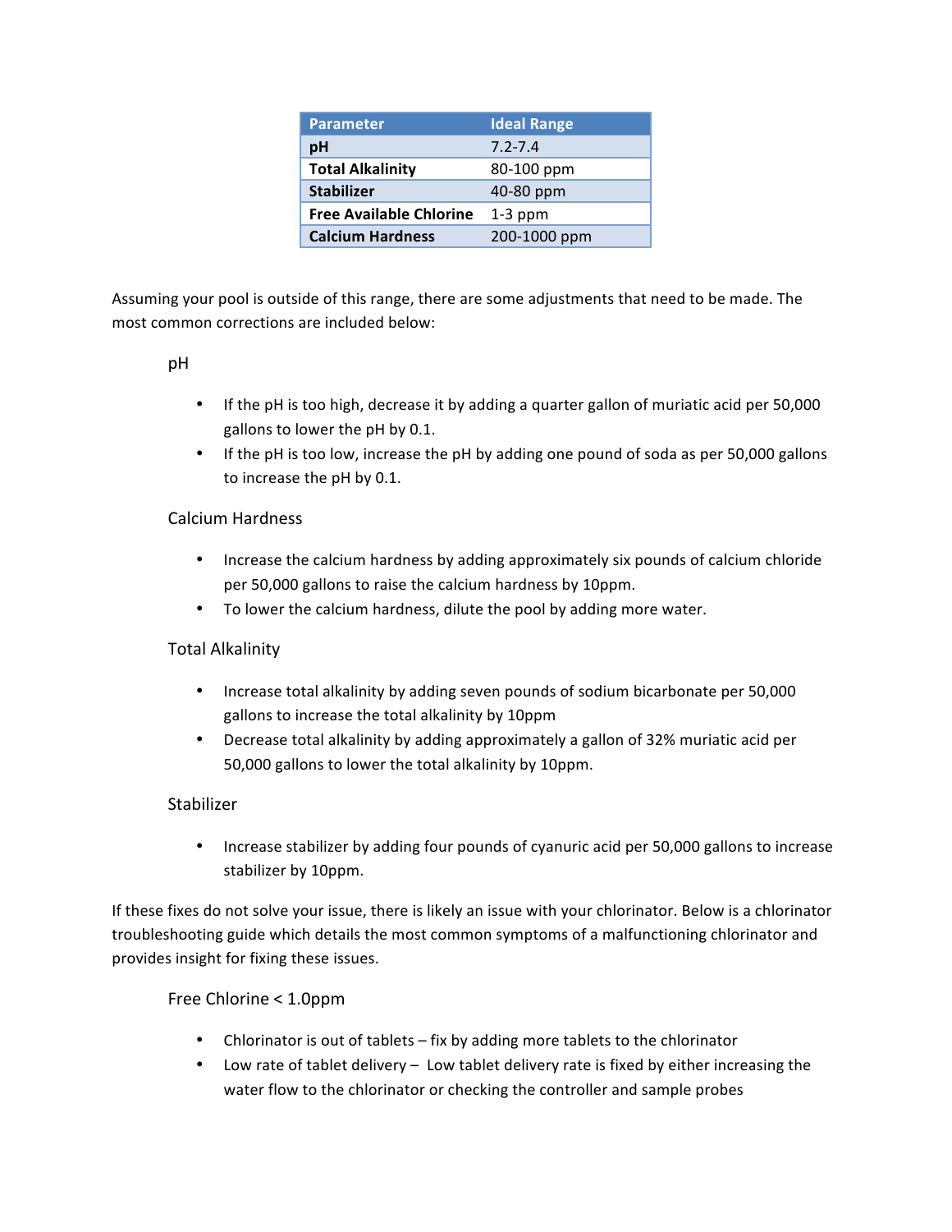| Parameter | Ideal Range |
|---|---|
| **pH** | 7.2-7.4 |
| **Total Alkalinity** | 80-100 ppm |
| **Stabilizer** | 40-80 ppm |
| **Free Available Chlorine** | 1-3 ppm |
| **Calcium Hardness** | 200-1000 ppm |

Assuming your pool is outside of this range, there are some adjustments that need to be made. The most common corrections are included below:

### pH

- If the pH is too high, decrease it by adding a quarter gallon of muriatic acid per 50,000 gallons to lower the pH by 0.1.
- If the pH is too low, increase the pH by adding one pound of soda as per 50,000 gallons to increase the pH by 0.1.

### Calcium Hardness

- Increase the calcium hardness by adding approximately six pounds of calcium chloride per 50,000 gallons to raise the calcium hardness by 10ppm.
- To lower the calcium hardness, dilute the pool by adding more water.

### Total Alkalinity

- Increase total alkalinity by adding seven pounds of sodium bicarbonate per 50,000 gallons to increase the total alkalinity by 10ppm
- Decrease total alkalinity by adding approximately a gallon of 32% muriatic acid per 50,000 gallons to lower the total alkalinity by 10ppm.

### Stabilizer

- Increase stabilizer by adding four pounds of cyanuric acid per 50,000 gallons to increase stabilizer by 10ppm.

If these fixes do not solve your issue, there is likely an issue with your chlorinator. Below is a chlorinator troubleshooting guide which details the most common symptoms of a malfunctioning chlorinator and provides insight for fixing these issues.

### Free Chlorine < 1.0ppm

- Chlorinator is out of tablets – fix by adding more tablets to the chlorinator
- Low rate of tablet delivery – Low tablet delivery rate is fixed by either increasing the water flow to the chlorinator or checking the controller and sample probes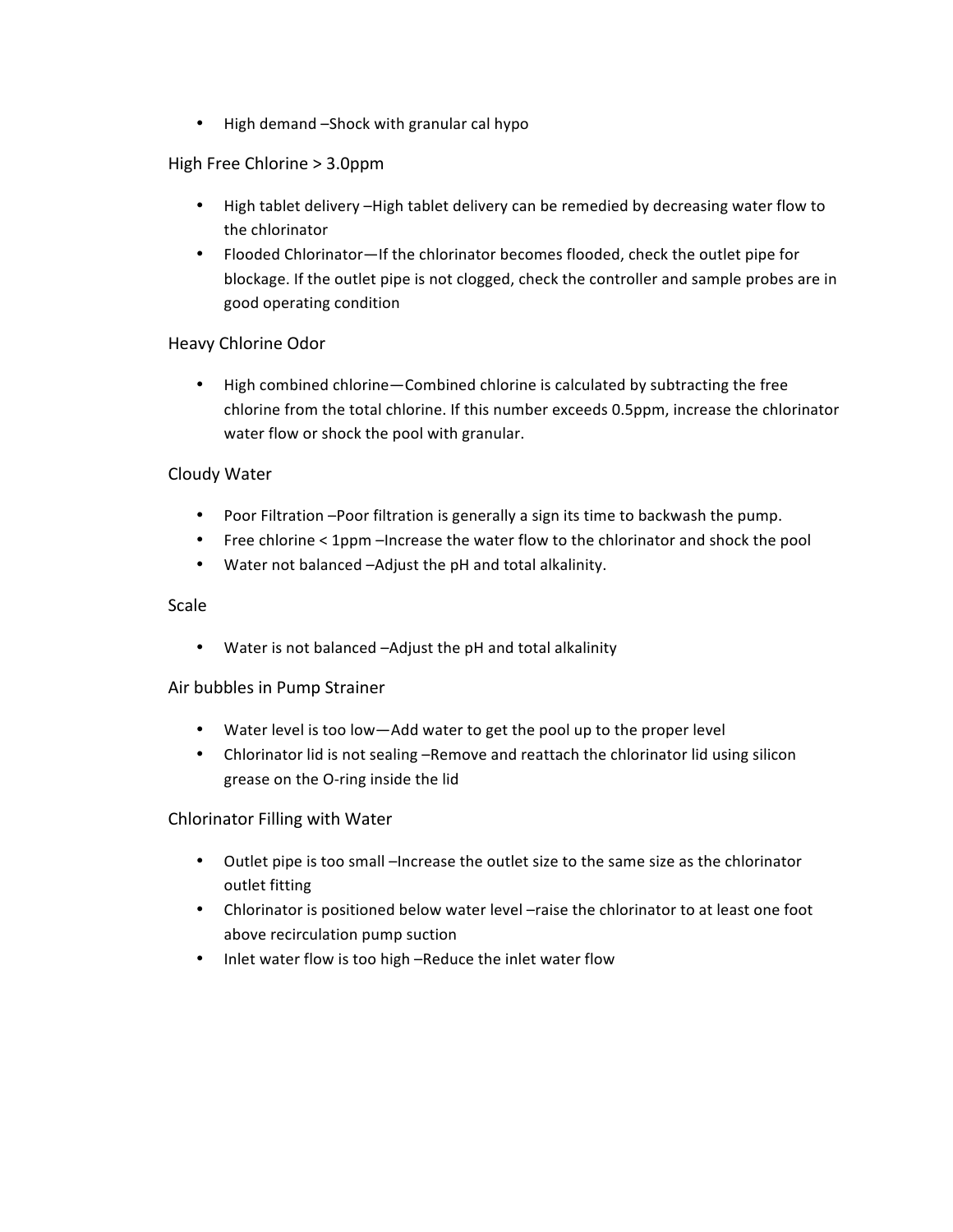- High demand –Shock with granular cal hypo

## High Free Chlorine > 3.0ppm

- High tablet delivery –High tablet delivery can be remedied by decreasing water flow to the chlorinator
- Flooded Chlorinator—If the chlorinator becomes flooded, check the outlet pipe for blockage. If the outlet pipe is not clogged, check the controller and sample probes are in good operating condition

## Heavy Chlorine Odor

- High combined chlorine—Combined chlorine is calculated by subtracting the free chlorine from the total chlorine. If this number exceeds 0.5ppm, increase the chlorinator water flow or shock the pool with granular.

## Cloudy Water

- Poor Filtration –Poor filtration is generally a sign its time to backwash the pump.
- Free chlorine < 1ppm –Increase the water flow to the chlorinator and shock the pool
- Water not balanced –Adjust the pH and total alkalinity.

## Scale

- Water is not balanced –Adjust the pH and total alkalinity

## Air bubbles in Pump Strainer

- Water level is too low—Add water to get the pool up to the proper level
- Chlorinator lid is not sealing –Remove and reattach the chlorinator lid using silicon grease on the O-ring inside the lid

## Chlorinator Filling with Water

- Outlet pipe is too small –Increase the outlet size to the same size as the chlorinator outlet fitting
- Chlorinator is positioned below water level –raise the chlorinator to at least one foot above recirculation pump suction
- Inlet water flow is too high –Reduce the inlet water flow